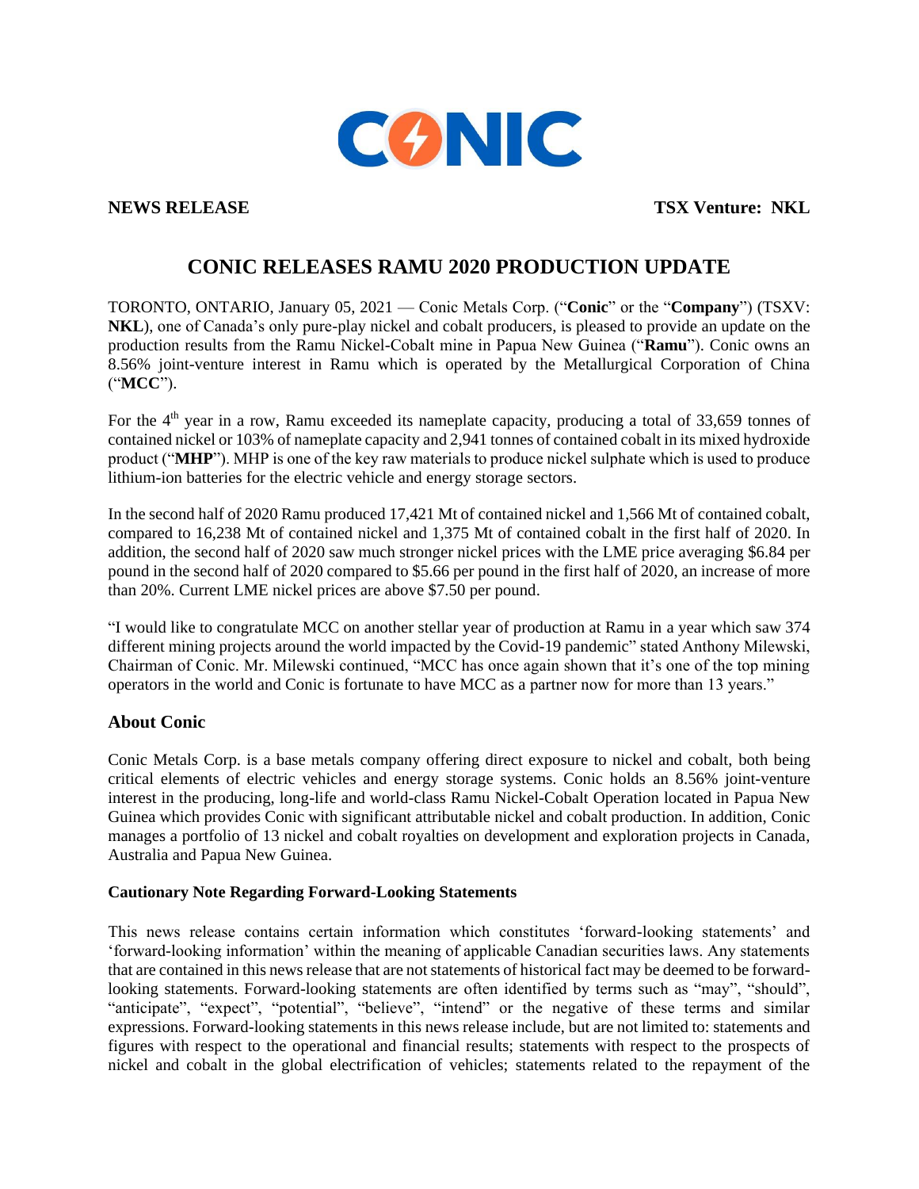**NEWS RELEASE** **TSX Venture: NKL**

# CONIC RELEASES RAMU 2020 PRODUCTION UPDATE

TORONTO, ONTARIO, January 05, 2021 — Conic Metals Corp. ("**Conic**" or the "**Company**") (TSXV: **NKL**), one of Canada's only pure-play nickel and cobalt producers, is pleased to provide an update on the production results from the Ramu Nickel-Cobalt mine in Papua New Guinea ("**Ramu**"). Conic owns an 8.56% joint-venture interest in Ramu which is operated by the Metallurgical Corporation of China ("**MCC**").

For the 4th year in a row, Ramu exceeded its nameplate capacity, producing a total of 33,659 tonnes of contained nickel or 103% of nameplate capacity and 2,941 tonnes of contained cobalt in its mixed hydroxide product ("**MHP**"). MHP is one of the key raw materials to produce nickel sulphate which is used to produce lithium-ion batteries for the electric vehicle and energy storage sectors.

In the second half of 2020 Ramu produced 17,421 Mt of contained nickel and 1,566 Mt of contained cobalt, compared to 16,238 Mt of contained nickel and 1,375 Mt of contained cobalt in the first half of 2020. In addition, the second half of 2020 saw much stronger nickel prices with the LME price averaging $6.84 per pound in the second half of 2020 compared to $5.66 per pound in the first half of 2020, an increase of more than 20%. Current LME nickel prices are above $7.50 per pound.

"I would like to congratulate MCC on another stellar year of production at Ramu in a year which saw 374 different mining projects around the world impacted by the Covid-19 pandemic" stated Anthony Milewski, Chairman of Conic. Mr. Milewski continued, "MCC has once again shown that it's one of the top mining operators in the world and Conic is fortunate to have MCC as a partner now for more than 13 years."

## About Conic

Conic Metals Corp. is a base metals company offering direct exposure to nickel and cobalt, both being critical elements of electric vehicles and energy storage systems. Conic holds an 8.56% joint-venture interest in the producing, long-life and world-class Ramu Nickel-Cobalt Operation located in Papua New Guinea which provides Conic with significant attributable nickel and cobalt production. In addition, Conic manages a portfolio of 13 nickel and cobalt royalties on development and exploration projects in Canada, Australia and Papua New Guinea.

### Cautionary Note Regarding Forward-Looking Statements

This news release contains certain information which constitutes 'forward-looking statements' and 'forward-looking information' within the meaning of applicable Canadian securities laws. Any statements that are contained in this news release that are not statements of historical fact may be deemed to be forward-looking statements. Forward-looking statements are often identified by terms such as "may", "should", "anticipate", "expect", "potential", "believe", "intend" or the negative of these terms and similar expressions. Forward-looking statements in this news release include, but are not limited to: statements and figures with respect to the operational and financial results; statements with respect to the prospects of nickel and cobalt in the global electrification of vehicles; statements related to the repayment of the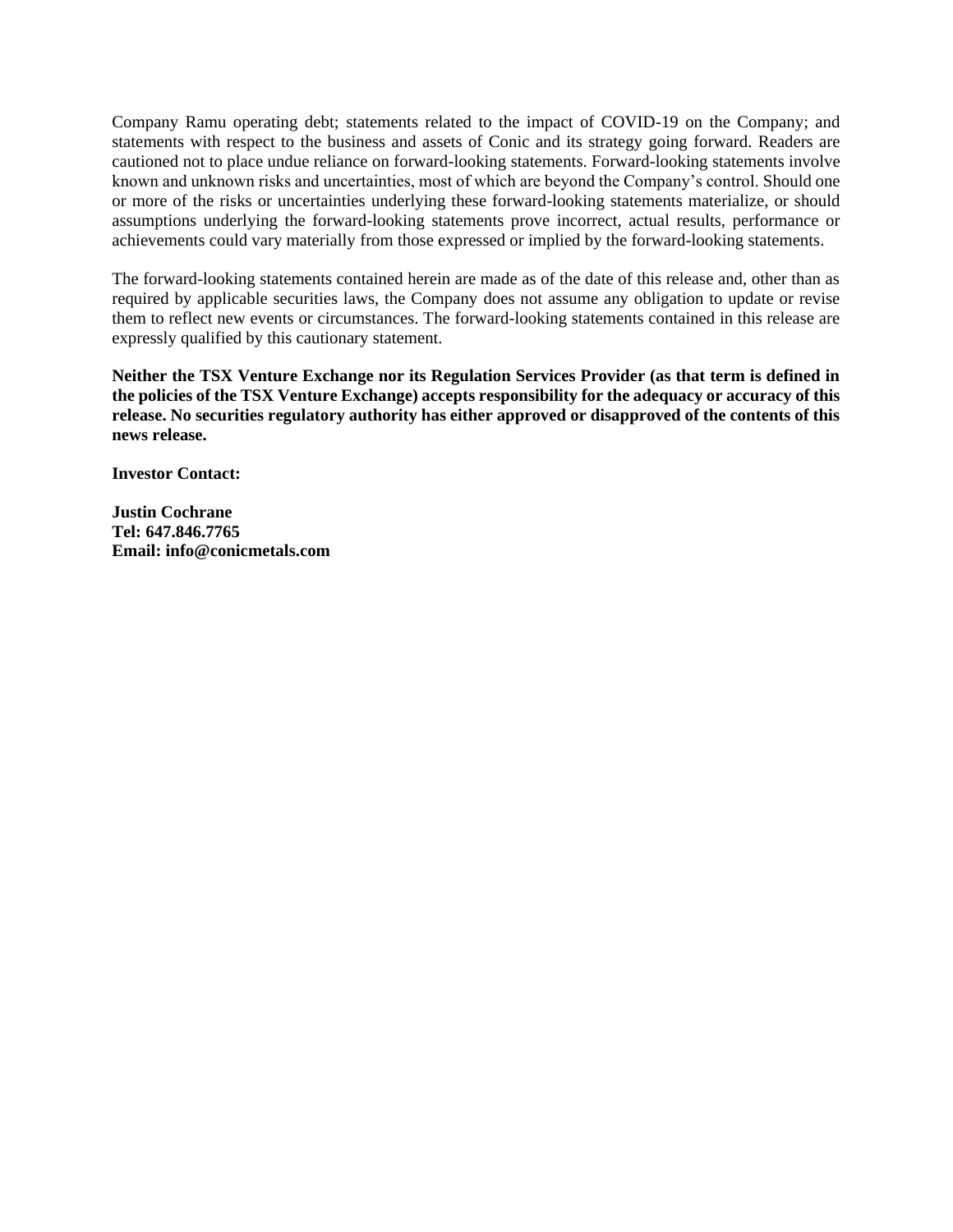Company Ramu operating debt; statements related to the impact of COVID-19 on the Company; and statements with respect to the business and assets of Conic and its strategy going forward. Readers are cautioned not to place undue reliance on forward-looking statements. Forward-looking statements involve known and unknown risks and uncertainties, most of which are beyond the Company's control. Should one or more of the risks or uncertainties underlying these forward-looking statements materialize, or should assumptions underlying the forward-looking statements prove incorrect, actual results, performance or achievements could vary materially from those expressed or implied by the forward-looking statements.

The forward-looking statements contained herein are made as of the date of this release and, other than as required by applicable securities laws, the Company does not assume any obligation to update or revise them to reflect new events or circumstances. The forward-looking statements contained in this release are expressly qualified by this cautionary statement.

**Neither the TSX Venture Exchange nor its Regulation Services Provider (as that term is defined in the policies of the TSX Venture Exchange) accepts responsibility for the adequacy or accuracy of this release. No securities regulatory authority has either approved or disapproved of the contents of this news release.**

**Investor Contact:**

**Justin Cochrane**
**Tel: 647.846.7765**
**Email: info@conicmetals.com**